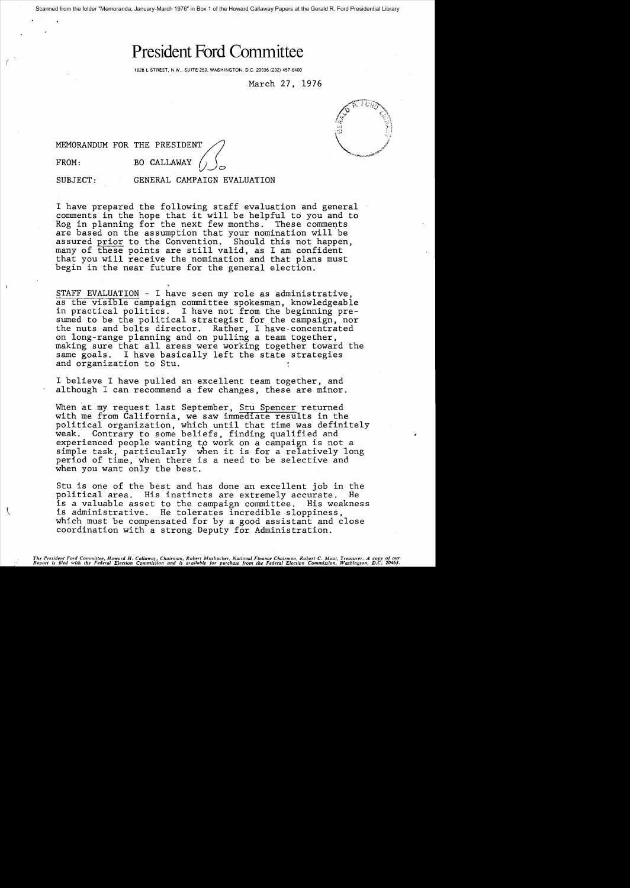# President Ford Committee

1828 L STREET, N.W., SUITE 250, WASHINGTON, D.C. 20036 (202) 457-6400

March 27, 1976

MEMORANDUM FOR THE PRESIDENT

FROM: BO CALLAWAY

SUBJECT: GENERAL CAMPAIGN EVALUATION

I have prepared the following staff evaluation and general comments in the hope that it will be helpful to you and to Rog in planning for the next few months. These comments are based on the assumption that your nomination will be assured <u>prior</u> to the Convention. Should this not happen, many of these points are still valid, as I am confident that you will receive the nomination and that plans must begin in the near future for the general election.

<u>STAFF EVALUATION</u> - I have seen my role as administrative, as the <u>visible</u> campaign committee spokesman, knowledgeable in practical politics. I have not from the beginning presumed to be the political strategist for the campaign, nor the nuts and bolts director. Rather, I have concentrated on long-range planning and on pulling a team together, making sure that all areas were working together toward the same goals. I have basically left the state strategies and organization to Stu.

I believe I have pulled an excellent team together, and although I can recommend a few changes, these are minor.

When at my request last September, <u>Stu Spencer</u> returned with me from California, we saw <u>immediate results</u> in the political organization, which until that time was definitely weak. Contrary to some beliefs, finding qualified and experienced people wanting to work on a campaign is not a simple task, particularly when it is for a relatively long period of time, when there is a need to be selective and when you want only the best.

Stu is one of the best and has done an excellent job in the political area. His instincts are extremely accurate. He is a valuable asset to the campaign committee. His weakness is administrative. He tolerates incredible sloppiness, which must be compensated for by a good assistant and close coordination with a strong Deputy for Administration.

*The President Ford Committee, Howard H. Callaway, Chairman, Robert Mosbacher, National Finance Chairman, Robert C. Moot, Treasurer. A copy of our Report is filed with the Federal Election Commission and is available for purchase from the Federal Election Commission, Washington, D.C. 20463.*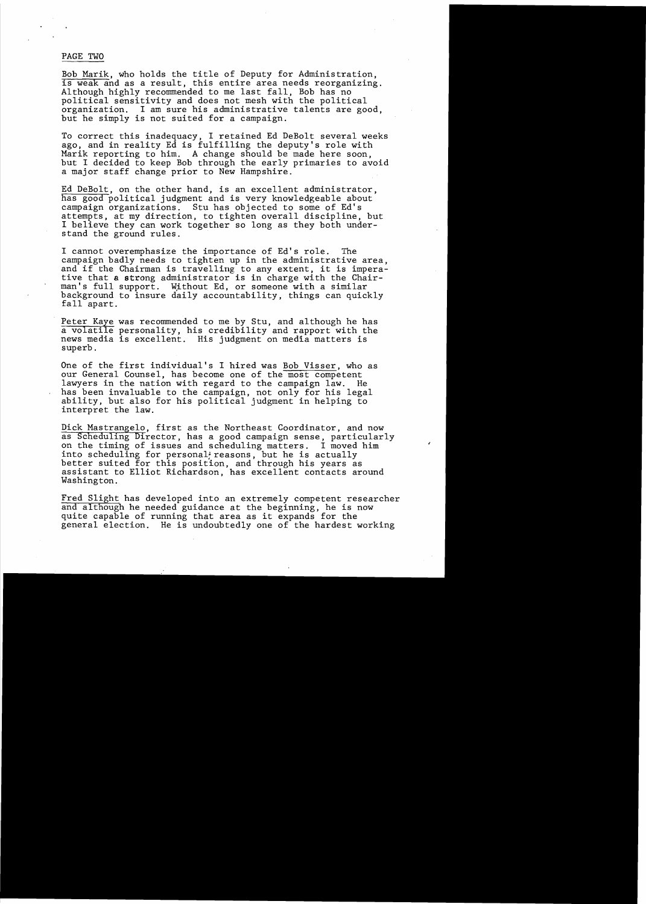PAGE TWO

Bob Marik, who holds the title of Deputy for Administration, is weak and as a result, this entire area needs reorganizing. Although highly recommended to me last fall, Bob has no political sensitivity and does not mesh with the political organization. I am sure his administrative talents are good, but he simply is not suited for a campaign.

To correct this inadequacy, I retained Ed DeBolt several weeks ago, and in reality Ed is fulfilling the deputy's role with Marik reporting to him. A change should be made here soon, but I decided to keep Bob through the early primaries to avoid a major staff change prior to New Hampshire.

Ed DeBolt, on the other hand, is an excellent administrator, has good political judgment and is very knowledgeable about campaign organizations. Stu has objected to some of Ed's attempts, at my direction, to tighten overall discipline, but I believe they can work together so long as they both understand the ground rules.

I cannot overemphasize the importance of Ed's role. The campaign badly needs to tighten up in the administrative area, and if the Chairman is travelling to any extent, it is imperative that a strong administrator is in charge with the Chairman's full support. Without Ed, or someone with a similar background to insure daily accountability, things can quickly fall apart.

Peter Kaye was recommended to me by Stu, and although he has a volatile personality, his credibility and rapport with the news media is excellent. His judgment on media matters is superb.

One of the first individual's I hired was Bob Visser, who as our General Counsel, has become one of the most competent lawyers in the nation with regard to the campaign law. He has been invaluable to the campaign, not only for his legal ability, but also for his political judgment in helping to interpret the law.

Dick Mastrangelo, first as the Northeast Coordinator, and now as Scheduling Director, has a good campaign sense, particularly on the timing of issues and scheduling matters. I moved him into scheduling for personal reasons, but he is actually better suited for this position, and through his years as assistant to Elliot Richardson, has excellent contacts around Washington.

Fred Slight has developed into an extremely competent researcher and although he needed guidance at the beginning, he is now quite capable of running that area as it expands for the general election. He is undoubtedly one of the hardest working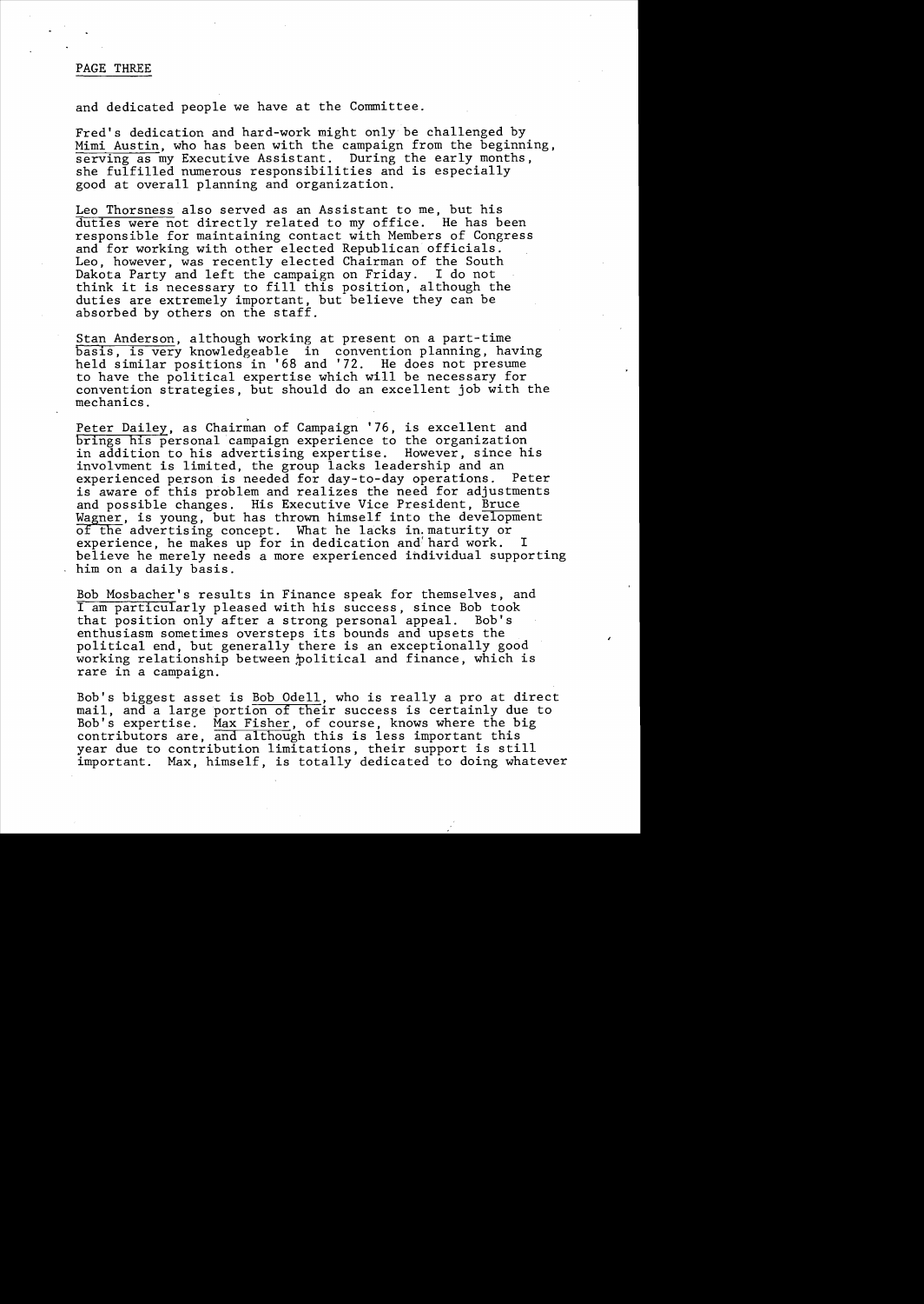and dedicated people we have at the Committee.

Fred's dedication and hard-work might only be challenged by Mimi Austin, who has been with the campaign from the beginning, serving as my Executive Assistant. During the early months, she fulfilled numerous responsibilities and is especially good at overall planning and organization.

Leo Thorsness also served as an Assistant to me, but his duties were not directly related to my office. He has been responsible for maintaining contact with Members of Congress and for working with other elected Republican officials. Leo, however, was recently elected Chairman of the South Dakota Party and left the campaign on Friday. I do not think it is necessary to fill this position, although the duties are extremely important, but believe they can be absorbed by others on the staff.

Stan Anderson, although working at present on a part-time basis, is very knowledgeable in convention planning, having held similar positions in '68 and '72. He does not presume to have the political expertise which will be necessary for convention strategies, but should do an excellent job with the mechanics.

Peter Dailey, as Chairman of Campaign '76, is excellent and brings his personal campaign experience to the organization in addition to his advertising expertise. However, since his involvment is limited, the group lacks leadership and an experienced person is needed for day-to-day operations. Peter is aware of this problem and realizes the need for adjustments and possible changes. His Executive Vice President, Bruce Wagner, is young, but has thrown himself into the development of the advertising concept. What he lacks in maturity or experience, he makes up for in dedication and hard work. I believe he merely needs a more experienced individual supporting him on a daily basis.

Bob Mosbacher's results in Finance speak for themselves, and I am particularly pleased with his success, since Bob took that position only after a strong personal appeal. Bob's enthusiasm sometimes oversteps its bounds and upsets the political end, but generally there is an exceptionally good working relationship between political and finance, which is rare in a campaign.

Bob's biggest asset is Bob Odell, who is really a pro at direct mail, and a large portion of their success is certainly due to Bob's expertise. Max Fisher, of course, knows where the big contributors are, and although this is less important this year due to contribution limitations, their support is still important. Max, himself, is totally dedicated to doing whatever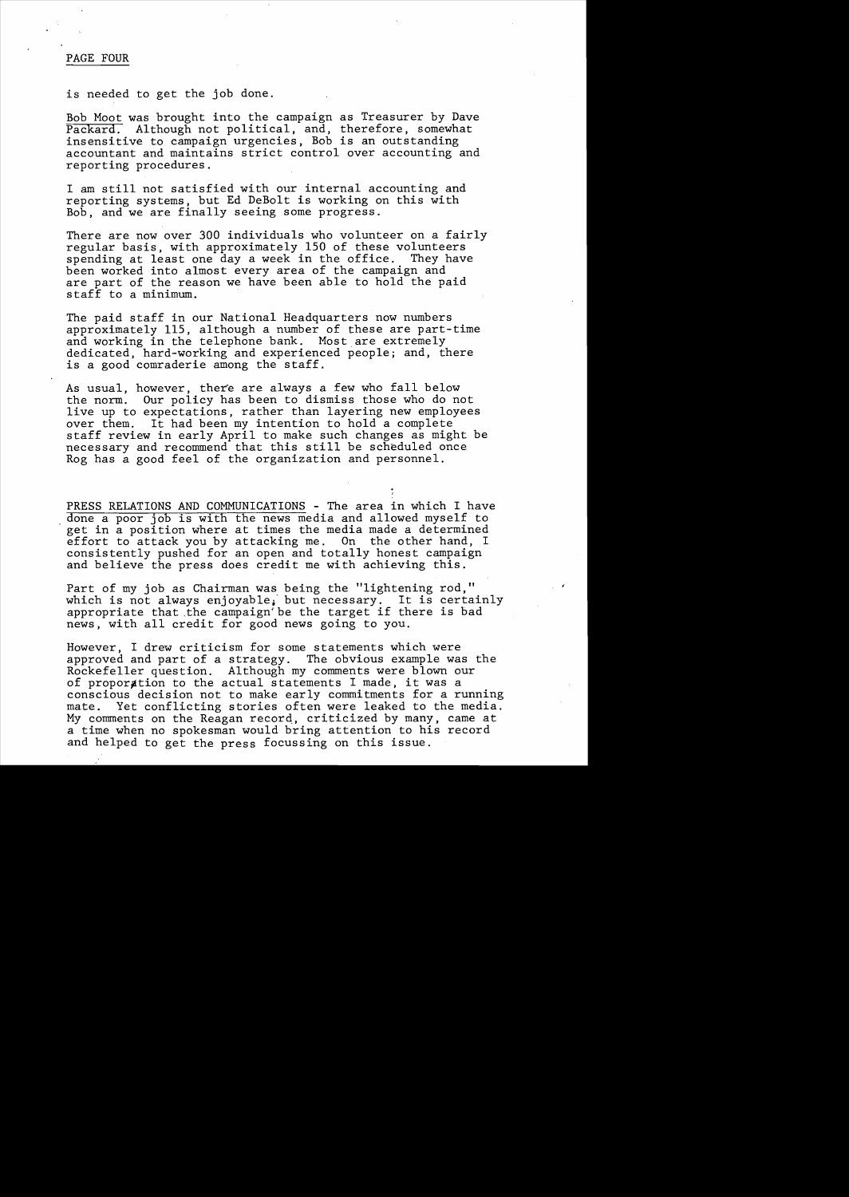is needed to get the job done.

Bob Moot was brought into the campaign as Treasurer by Dave Packard. Although not political, and, therefore, somewhat insensitive to campaign urgencies, Bob is an outstanding accountant and maintains strict control over accounting and reporting procedures.

I am still not satisfied with our internal accounting and reporting systems, but Ed DeBolt is working on this with Bob, and we are finally seeing some progress.

There are now over 300 individuals who volunteer on a fairly regular basis, with approximately 150 of these volunteers spending at least one day a week in the office. They have been worked into almost every area of the campaign and are part of the reason we have been able to hold the paid staff to a minimum.

The paid staff in our National Headquarters now numbers approximately 115, although a number of these are part-time and working in the telephone bank. Most are extremely dedicated, hard-working and experienced people; and, there is a good comraderie among the staff.

As usual, however, there are always a few who fall below the norm. Our policy has been to dismiss those who do not live up to expectations, rather than layering new employees over them. It had been my intention to hold a complete staff review in early April to make such changes as might be necessary and recommend that this still be scheduled once Rog has a good feel of the organization and personnel.

PRESS RELATIONS AND COMMUNICATIONS - The area in which I have done a poor job is with the news media and allowed myself to get in a position where at times the media made a determined effort to attack you by attacking me. On the other hand, I consistently pushed for an open and totally honest campaign and believe the press does credit me with achieving this.

Part of my job as Chairman was being the "lightening rod," which is not always enjoyable, but necessary. It is certainly appropriate that the campaign be the target if there is bad news, with all credit for good news going to you.

However, I drew criticism for some statements which were approved and part of a strategy. The obvious example was the Rockefeller question. Although my comments were blown our of proportion to the actual statements I made, it was a conscious decision not to make early commitments for a running mate. Yet conflicting stories often were leaked to the media. My comments on the Reagan record, criticized by many, came at a time when no spokesman would bring attention to his record and helped to get the press focussing on this issue.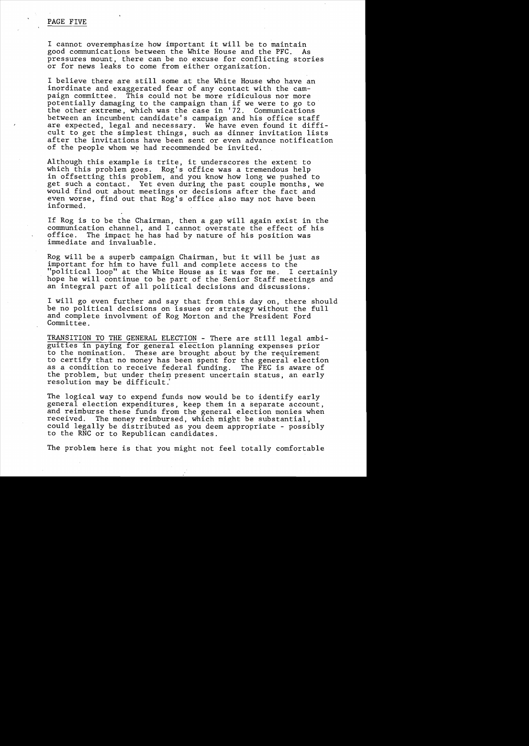I cannot overemphasize how important it will be to maintain good communications between the White House and the PFC. As pressures mount, there can be no excuse for conflicting stories or for news leaks to come from either organization.

I believe there are still some at the White House who have an inordinate and exaggerated fear of any contact with the campaign committee. This could not be more ridiculous nor more potentially damaging to the campaign than if we were to go to the other extreme, which was the case in '72. Communications between an incumbent candidate's campaign and his office staff are expected, legal and necessary. We have even found it difficult to get the simplest things, such as dinner invitation lists after the invitations have been sent or even advance notification of the people whom we had recommended be invited.

Although this example is trite, it underscores the extent to which this problem goes. Rog's office was a tremendous help in offsetting this problem, and you know how long we pushed to get such a contact. Yet even during the past couple months, we would find out about meetings or decisions after the fact and even worse, find out that Rog's office also may not have been informed.

If Rog is to be the Chairman, then a gap will again exist in the communication channel, and I cannot overstate the effect of his office. The impact he has had by nature of his position was immediate and invaluable.

Rog will be a superb campaign Chairman, but it will be just as important for him to have full and complete access to the "political loop" at the White House as it was for me. I certainly hope he will continue to be part of the Senior Staff meetings and an integral part of all political decisions and discussions.

I will go even further and say that from this day on, there should be no political decisions on issues or strategy without the full and complete involvment of Rog Morton and the President Ford Committee.

TRANSITION TO THE GENERAL ELECTION - There are still legal ambiguities in paying for general election planning expenses prior to the nomination. These are brought about by the requirement to certify that no money has been spent for the general election as a condition to receive federal funding. The FEC is aware of the problem, but under their present uncertain status, an early resolution may be difficult.

The logical way to expend funds now would be to identify early general election expenditures, keep them in a separate account, and reimburse these funds from the general election monies when received. The money reimbursed, which might be substantial, could legally be distributed as you deem appropriate - possibly to the RNC or to Republican candidates.

The problem here is that you might not feel totally comfortable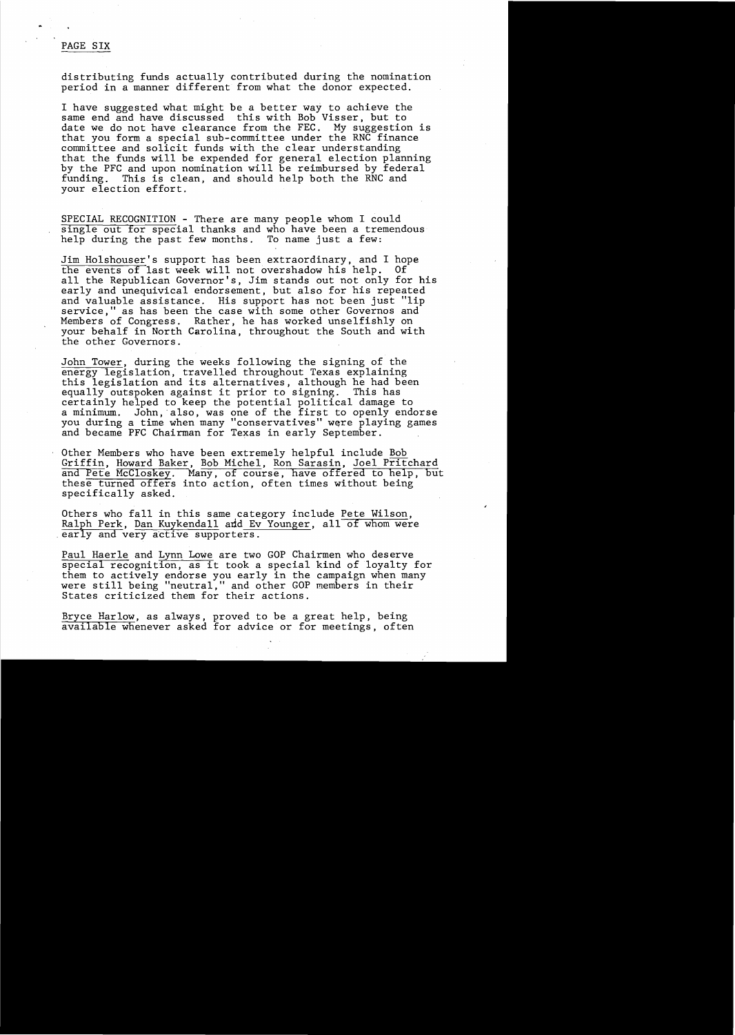distributing funds actually contributed during the nomination period in a manner different from what the donor expected.

I have suggested what might be a better way to achieve the same end and have discussed this with Bob Visser, but to date we do not have clearance from the FEC. My suggestion is that you form a special sub-committee under the RNC finance committee and solicit funds with the clear understanding that the funds will be expended for general election planning by the PFC and upon nomination will be reimbursed by federal funding. This is clean, and should help both the RNC and your election effort.

SPECIAL RECOGNITION - There are many people whom I could single out for special thanks and who have been a tremendous help during the past few months. To name just a few:

Jim Holshouser's support has been extraordinary, and I hope the events of last week will not overshadow his help. Of all the Republican Governor's, Jim stands out not only for his early and unequivical endorsement, but also for his repeated and valuable assistance. His support has not been just "lip service," as has been the case with some other Governos and Members of Congress. Rather, he has worked unselfishly on your behalf in North Carolina, throughout the South and with the other Governors.

John Tower, during the weeks following the signing of the energy legislation, travelled throughout Texas explaining this legislation and its alternatives, although he had been equally outspoken against it prior to signing. This has certainly helped to keep the potential political damage to a minimum. John, also, was one of the first to openly endorse you during a time when many "conservatives" were playing games and became PFC Chairman for Texas in early September.

Other Members who have been extremely helpful include Bob Griffin, Howard Baker, Bob Michel, Ron Sarasin, Joel Pritchard and Pete McCloskey. Many, of course, have offered to help, but these turned offers into action, often times without being specifically asked.

Others who fall in this same category include Pete Wilson, Ralph Perk, Dan Kuykendall and Ev Younger, all of whom were early and very active supporters.

Paul Haerle and Lynn Lowe are two GOP Chairmen who deserve special recognition, as it took a special kind of loyalty for them to actively endorse you early in the campaign when many were still being "neutral," and other GOP members in their States criticized them for their actions.

Bryce Harlow, as always, proved to be a great help, being available whenever asked for advice or for meetings, often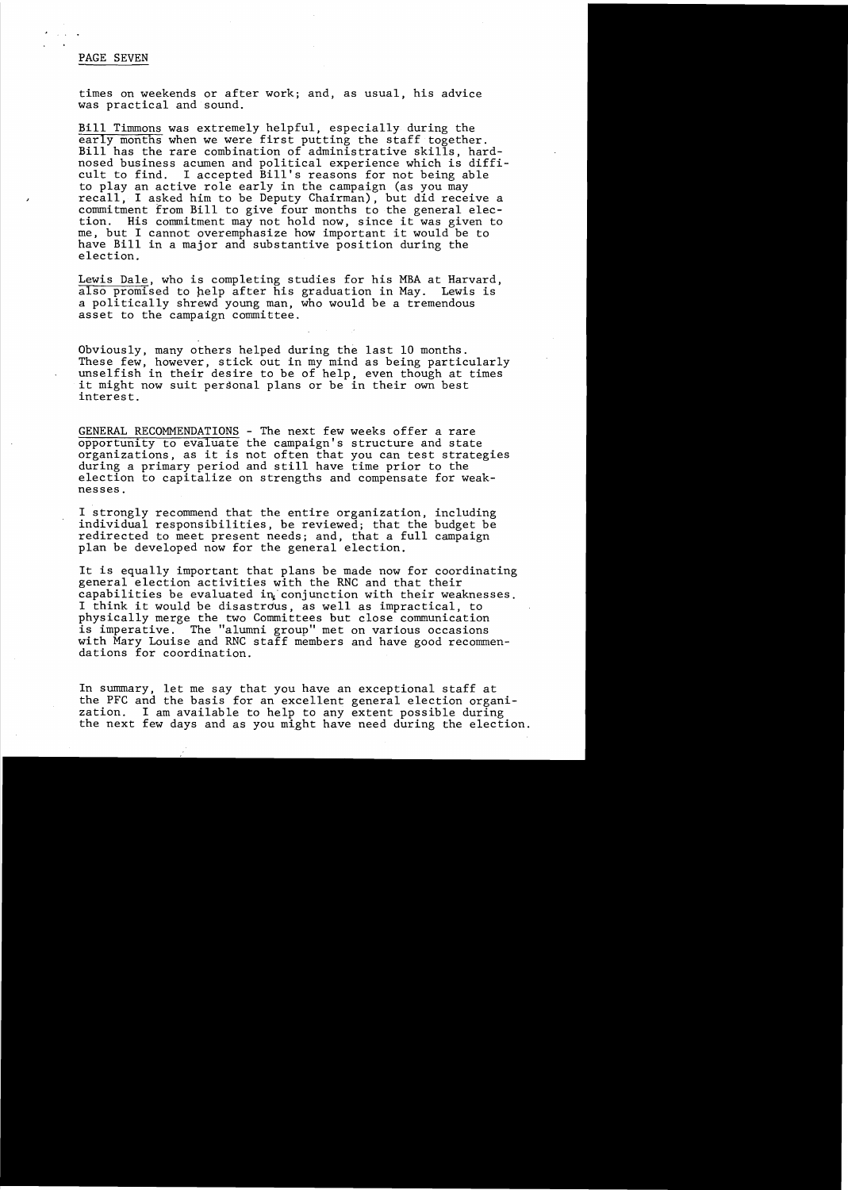times on weekends or after work; and, as usual, his advice was practical and sound.

Bill Timmons was extremely helpful, especially during the early months when we were first putting the staff together. Bill has the rare combination of administrative skills, hard-nosed business acumen and political experience which is difficult to find. I accepted Bill's reasons for not being able to play an active role early in the campaign (as you may recall, I asked him to be Deputy Chairman), but did receive a commitment from Bill to give four months to the general election. His commitment may not hold now, since it was given to me, but I cannot overemphasize how important it would be to have Bill in a major and substantive position during the election.

Lewis Dale, who is completing studies for his MBA at Harvard, also promised to help after his graduation in May. Lewis is a politically shrewd young man, who would be a tremendous asset to the campaign committee.

Obviously, many others helped during the last 10 months. These few, however, stick out in my mind as being particularly unselfish in their desire to be of help, even though at times it might now suit personal plans or be in their own best interest.

GENERAL RECOMMENDATIONS - The next few weeks offer a rare opportunity to evaluate the campaign's structure and state organizations, as it is not often that you can test strategies during a primary period and still have time prior to the election to capitalize on strengths and compensate for weaknesses.

I strongly recommend that the entire organization, including individual responsibilities, be reviewed; that the budget be redirected to meet present needs; and, that a full campaign plan be developed now for the general election.

It is equally important that plans be made now for coordinating general election activities with the RNC and that their capabilities be evaluated in conjunction with their weaknesses. I think it would be disastrous, as well as impractical, to physically merge the two Committees but close communication is imperative. The "alumni group" met on various occasions with Mary Louise and RNC staff members and have good recommendations for coordination.

In summary, let me say that you have an exceptional staff at the PFC and the basis for an excellent general election organization. I am available to help to any extent possible during the next few days and as you might have need during the election.